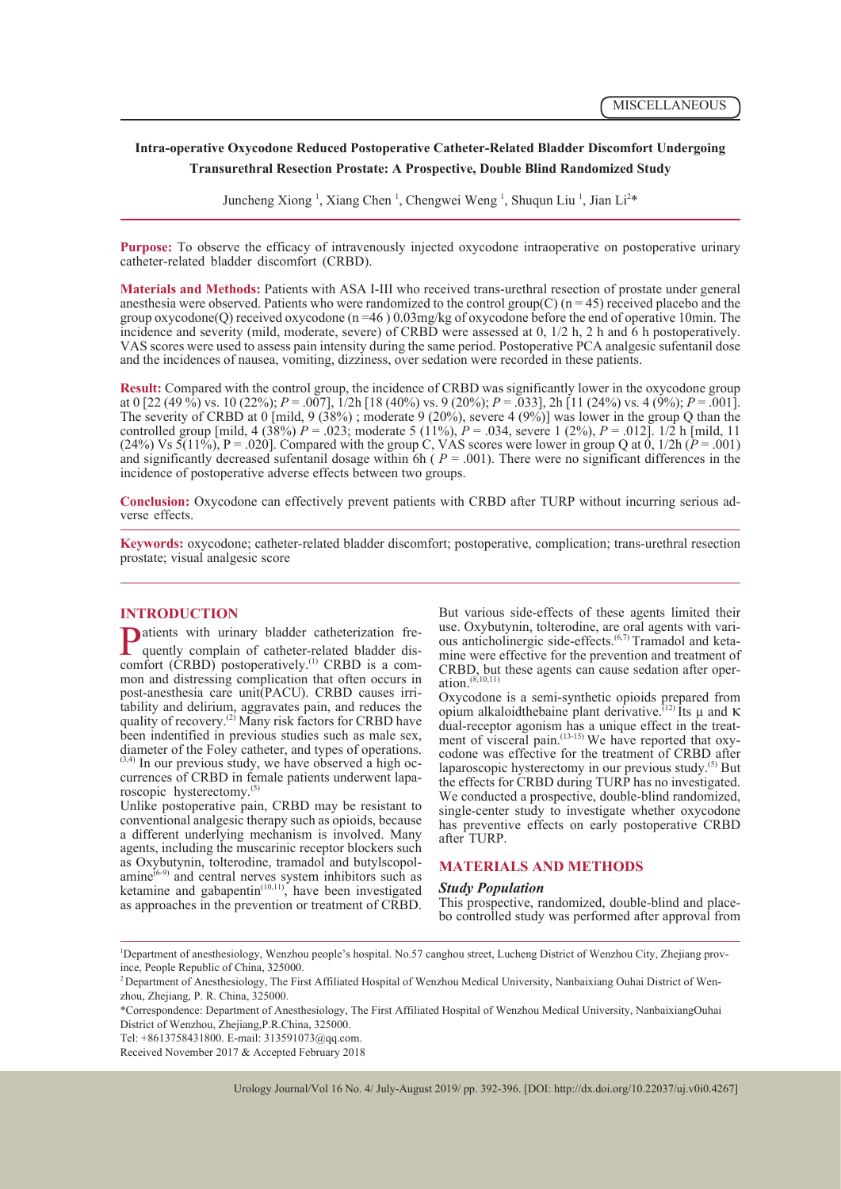MISCELLANEOUS

# Intra-operative Oxycodone Reduced Postoperative Catheter-Related Bladder Discomfort Undergoing Transurethral Resection Prostate: A Prospective, Double Blind Randomized Study

Juncheng Xiong [1], Xiang Chen [1], Chengwei Weng [1], Shuqun Liu [1], Jian Li[2]*

**Purpose:** To observe the efficacy of intravenously injected oxycodone intraoperative on postoperative urinary catheter-related bladder discomfort (CRBD).

**Materials and Methods:** Patients with ASA I-III who received trans-urethral resection of prostate under general anesthesia were observed. Patients who were randomized to the control group(C) (n = 45) received placebo and the group oxycodone(Q) received oxycodone (n =46 ) 0.03mg/kg of oxycodone before the end of operative 10min. The incidence and severity (mild, moderate, severe) of CRBD were assessed at 0, 1/2 h, 2 h and 6 h postoperatively. VAS scores were used to assess pain intensity during the same period. Postoperative PCA analgesic sufentanil dose and the incidences of nausea, vomiting, dizziness, over sedation were recorded in these patients.

**Result:** Compared with the control group, the incidence of CRBD was significantly lower in the oxycodone group at 0 [22 (49 %) vs. 10 (22%); *P* = .007], 1/2h [18 (40%) vs. 9 (20%); *P* = .033], 2h [11 (24%) vs. 4 (9%); *P* = .001]. The severity of CRBD at 0 [mild, 9 (38%) ; moderate 9 (20%), severe 4 (9%)] was lower in the group Q than the controlled group [mild, 4 (38%) *P* = .023; moderate 5 (11%), *P* = .034, severe 1 (2%), *P* = .012]. 1/2 h [mild, 11 (24%) Vs 5(11%), P = .020]. Compared with the group C, VAS scores were lower in group Q at 0, 1/2h (*P* = .001) and significantly decreased sufentanil dosage within 6h ( *P* = .001). There were no significant differences in the incidence of postoperative adverse effects between two groups.

**Conclusion:** Oxycodone can effectively prevent patients with CRBD after TURP without incurring serious adverse effects.

**Keywords:** oxycodone; catheter-related bladder discomfort; postoperative, complication; trans-urethral resection prostate; visual analgesic score

## INTRODUCTION

Patients with urinary bladder catheterization frequently complain of catheter-related bladder discomfort (CRBD) postoperatively.[1] CRBD is a common and distressing complication that often occurs in post-anesthesia care unit(PACU). CRBD causes irritability and delirium, aggravates pain, and reduces the quality of recovery.[2] Many risk factors for CRBD have been indentified in previous studies such as male sex, diameter of the Foley catheter, and types of operations.[3,4] In our previous study, we have observed a high occurrences of CRBD in female patients underwent laparoscopic hysterectomy.[5]

Unlike postoperative pain, CRBD may be resistant to conventional analgesic therapy such as opioids, because a different underlying mechanism is involved. Many agents, including the muscarinic receptor blockers such as Oxybutynin, tolterodine, tramadol and butylscopolamine[6-9] and central nerves system inhibitors such as ketamine and gabapentin[10,11], have been investigated as approaches in the prevention or treatment of CRBD. But various side-effects of these agents limited their use. Oxybutynin, tolterodine, are oral agents with various anticholinergic side-effects.[6,7] Tramadol and ketamine were effective for the prevention and treatment of CRBD, but these agents can cause sedation after operation.[8,10,11]

Oxycodone is a semi-synthetic opioids prepared from opium alkaloidthebaine plant derivative.[12] Its μ and κ dual-receptor agonism has a unique effect in the treatment of visceral pain.[13-15] We have reported that oxycodone was effective for the treatment of CRBD after laparoscopic hysterectomy in our previous study.[5] But the effects for CRBD during TURP has no investigated. We conducted a prospective, double-blind randomized, single-center study to investigate whether oxycodone has preventive effects on early postoperative CRBD after TURP.

## MATERIALS AND METHODS

### *Study Population*

This prospective, randomized, double-blind and placebo controlled study was performed after approval from

---

[1]Department of anesthesiology, Wenzhou people's hospital. No.57 canghou street, Lucheng District of Wenzhou City, Zhejiang province, People Republic of China, 325000.

[2]Department of Anesthesiology, The First Affiliated Hospital of Wenzhou Medical University, Nanbaixiang Ouhai District of Wenzhou, Zhejiang, P. R. China, 325000.

*Correspondence: Department of Anesthesiology, The First Affiliated Hospital of Wenzhou Medical University, NanbaixiangOuhai District of Wenzhou, Zhejiang,P.R.China, 325000.

Tel: +8613758431800. E-mail: 313591073@qq.com.

Received November 2017 & Accepted February 2018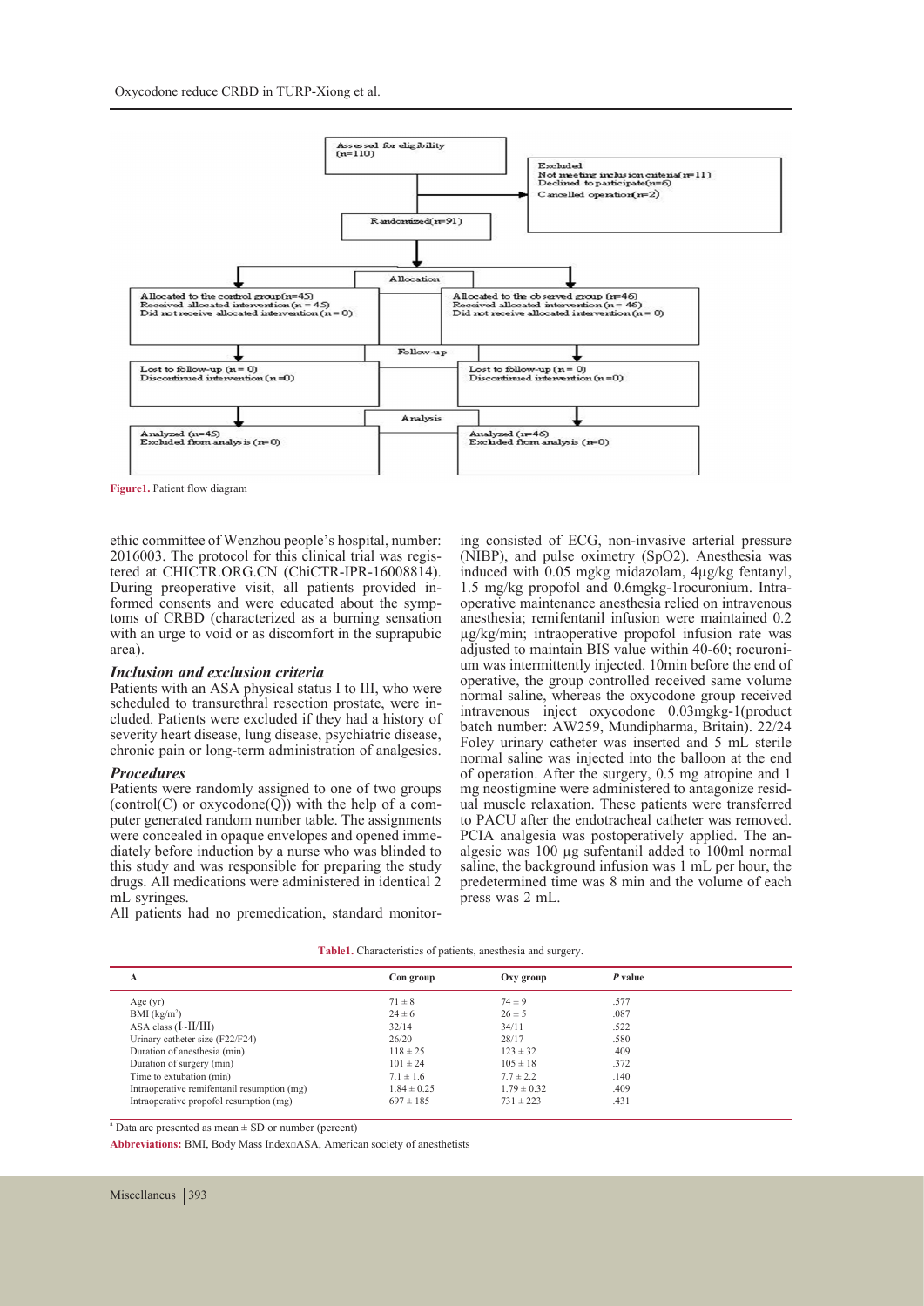Assessed for eligibility (n=110)

Excluded
Not meeting inclusion criteria(n=11)
Declined to participate(n=6)
Cancelled operation(n=2)

Randomized(n=91)

Allocation

Allocated to the control group(n=45)
Received allocated intervention (n = 45)
Did not receive allocated intervention (n = 0)

Allocated to the observed group (n=46)
Received allocated intervention (n = 46)
Did not receive allocated intervention (n = 0)

Follow-up

Lost to follow-up (n = 0)
Discontinued intervention (n =0)

Lost to follow-up (n = 0)
Discontinued intervention (n =0)

Analysis

Analyzed (n=45)
Excluded from analysis (n=0)

Analyzed (n=46)
Excluded from analysis (n=0)

**Figure1.** Patient flow diagram

ethic committee of Wenzhou people's hospital, number: 2016003. The protocol for this clinical trial was registered at CHICTR.ORG.CN (ChiCTR-IPR-16008814). During preoperative visit, all patients provided informed consents and were educated about the symptoms of CRBD (characterized as a burning sensation with an urge to void or as discomfort in the suprapubic area).

### *Inclusion and exclusion criteria*

Patients with an ASA physical status I to III, who were scheduled to transurethral resection prostate, were included. Patients were excluded if they had a history of severity heart disease, lung disease, psychiatric disease, chronic pain or long-term administration of analgesics.

### *Procedures*

Patients were randomly assigned to one of two groups (control(C) or oxycodone(Q)) with the help of a computer generated random number table. The assignments were concealed in opaque envelopes and opened immediately before induction by a nurse who was blinded to this study and was responsible for preparing the study drugs. All medications were administered in identical 2 mL syringes.

All patients had no premedication, standard monitoring consisted of ECG, non-invasive arterial pressure (NIBP), and pulse oximetry (SpO2). Anesthesia was induced with 0.05 mgkg midazolam, 4μg/kg fentanyl, 1.5 mg/kg propofol and 0.6mgkg-1rocuronium. Intraoperative maintenance anesthesia relied on intravenous anesthesia; remifentanil infusion were maintained 0.2 μg/kg/min; intraoperative propofol infusion rate was adjusted to maintain BIS value within 40-60; rocuronium was intermittently injected. 10min before the end of operative, the group controlled received same volume normal saline, whereas the oxycodone group received intravenous inject oxycodone 0.03mgkg-1(product batch number: AW259, Mundipharma, Britain). 22/24 Foley urinary catheter was inserted and 5 mL sterile normal saline was injected into the balloon at the end of operation. After the surgery, 0.5 mg atropine and 1 mg neostigmine were administered to antagonize residual muscle relaxation. These patients were transferred to PACU after the endotracheal catheter was removed. PCIA analgesia was postoperatively applied. The analgesic was 100 μg sufentanil added to 100ml normal saline, the background infusion was 1 mL per hour, the predetermined time was 8 min and the volume of each press was 2 mL.

**Table1.** Characteristics of patients, anesthesia and surgery.

| A | Con group | Oxy group | *P* value |
|---|---|---|---|
| Age (yr) | 71 ± 8 | 74 ± 9 | .577 |
| BMI (kg/m²) | 24 ± 6 | 26 ± 5 | .087 |
| ASA class (I~II/III) | 32/14 | 34/11 | .522 |
| Urinary catheter size (F22/F24) | 26/20 | 28/17 | .580 |
| Duration of anesthesia (min) | 118 ± 25 | 123 ± 32 | .409 |
| Duration of surgery (min) | 101 ± 24 | 105 ± 18 | .372 |
| Time to extubation (min) | 7.1 ± 1.6 | 7.7 ± 2.2 | .140 |
| Intraoperative remifentanil resumption (mg) | 1.84 ± 0.25 | 1.79 ± 0.32 | .409 |
| Intraoperative propofol resumption (mg) | 697 ± 185 | 731 ± 223 | .431 |

[a] Data are presented as mean ± SD or number (percent)

**Abbreviations:** BMI, Body Mass Index□ASA, American society of anesthetists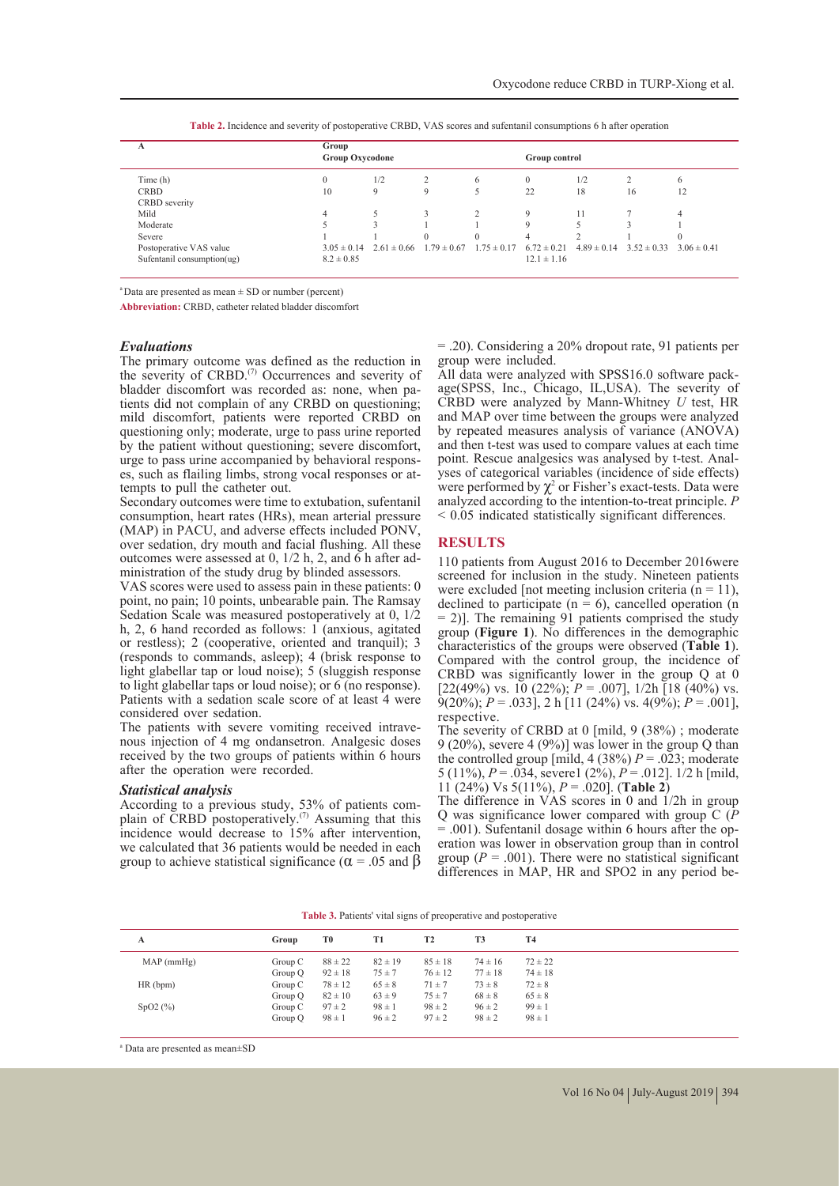**Table 2.** Incidence and severity of postoperative CRBD, VAS scores and sufentanil consumptions 6 h after operation

| A | Group | | | | | | | |
|---|---|---|---|---|---|---|---|---|
| | Group Oxycodone | | | | Group control | | | |
| Time (h) | 0 | 1/2 | 2 | 6 | 0 | 1/2 | 2 | 6 |
| CRBD | 10 | 9 | 9 | 5 | 22 | 18 | 16 | 12 |
| CRBD severity | | | | | | | | |
| Mild | 4 | 5 | 3 | 2 | 9 | 11 | 7 | 4 |
| Moderate | 5 | 3 | 1 | 1 | 9 | 5 | 3 | 1 |
| Severe | 1 | 1 | 0 | 0 | 4 | 2 | 1 | 0 |
| Postoperative VAS value | 3.05 ± 0.14 | 2.61 ± 0.66 | 1.79 ± 0.67 | 1.75 ± 0.17 | 6.72 ± 0.21 | 4.89 ± 0.14 | 3.52 ± 0.33 | 3.06 ± 0.41 |
| Sufentanil consumption(ug) | 8.2 ± 0.85 | | | | 12.1 ± 1.16 | | | |

[a]Data are presented as mean ± SD or number (percent)

**Abbreviation:** CRBD, catheter related bladder discomfort

### *Evaluations*

The primary outcome was defined as the reduction in the severity of CRBD.[7] Occurrences and severity of bladder discomfort was recorded as: none, when patients did not complain of any CRBD on questioning; mild discomfort, patients were reported CRBD on questioning only; moderate, urge to pass urine reported by the patient without questioning; severe discomfort, urge to pass urine accompanied by behavioral responses, such as flailing limbs, strong vocal responses or attempts to pull the catheter out.

Secondary outcomes were time to extubation, sufentanil consumption, heart rates (HRs), mean arterial pressure (MAP) in PACU, and adverse effects included PONV, over sedation, dry mouth and facial flushing. All these outcomes were assessed at 0, 1/2 h, 2, and 6 h after administration of the study drug by blinded assessors.

VAS scores were used to assess pain in these patients: 0 point, no pain; 10 points, unbearable pain. The Ramsay Sedation Scale was measured postoperatively at 0, 1/2 h, 2, 6 hand recorded as follows: 1 (anxious, agitated or restless); 2 (cooperative, oriented and tranquil); 3 (responds to commands, asleep); 4 (brisk response to light glabellar tap or loud noise); 5 (sluggish response to light glabellar taps or loud noise); or 6 (no response). Patients with a sedation scale score of at least 4 were considered over sedation.

The patients with severe vomiting received intravenous injection of 4 mg ondansetron. Analgesic doses received by the two groups of patients within 6 hours after the operation were recorded.

### *Statistical analysis*

According to a previous study, 53% of patients complain of CRBD postoperatively.[7] Assuming that this incidence would decrease to 15% after intervention, we calculated that 36 patients would be needed in each group to achieve statistical significance ($\alpha$ = .05 and $\beta$ = .20). Considering a 20% dropout rate, 91 patients per group were included.

All data were analyzed with SPSS16.0 software package(SPSS, Inc., Chicago, IL,USA). The severity of CRBD were analyzed by Mann-Whitney *U* test, HR and MAP over time between the groups were analyzed by repeated measures analysis of variance (ANOVA) and then t-test was used to compare values at each time point. Rescue analgesics was analysed by t-test. Analyses of categorical variables (incidence of side effects) were performed by $\chi^2$ or Fisher's exact-tests. Data were analyzed according to the intention-to-treat principle. *P* < 0.05 indicated statistically significant differences.

## RESULTS

110 patients from August 2016 to December 2016were screened for inclusion in the study. Nineteen patients were excluded [not meeting inclusion criteria (n = 11), declined to participate (n = 6), cancelled operation (n = 2)]. The remaining 91 patients comprised the study group (**Figure 1**). No differences in the demographic characteristics of the groups were observed (**Table 1**). Compared with the control group, the incidence of CRBD was significantly lower in the group Q at 0 [22(49%) vs. 10 (22%); *P* = .007], 1/2h [18 (40%) vs. 9(20%); *P* = .033], 2 h [11 (24%) vs. 4(9%); *P* = .001], respective.

The severity of CRBD at 0 [mild, 9 (38%) ; moderate 9 (20%), severe 4 (9%)] was lower in the group Q than the controlled group [mild, 4 (38%) *P* = .023; moderate 5 (11%), *P* = .034, severe1 (2%), *P* = .012]. 1/2 h [mild, 11 (24%) Vs 5(11%), *P* = .020]. (**Table 2**)

The difference in VAS scores in 0 and 1/2h in group Q was significance lower compared with group C (*P* = .001). Sufentanil dosage within 6 hours after the operation was lower in observation group than in control group (*P* = .001). There were no statistical significant differences in MAP, HR and SPO2 in any period be-

**Table 3.** Patients' vital signs of preoperative and postoperative

| A | Group | T0 | T1 | T2 | T3 | T4 |
|---|---|---|---|---|---|---|
| MAP (mmHg) | Group C | 88 ± 22 | 82 ± 19 | 85 ± 18 | 74 ± 16 | 72 ± 22 |
| | Group Q | 92 ± 18 | 75 ± 7 | 76 ± 12 | 77 ± 18 | 74 ± 18 |
| HR (bpm) | Group C | 78 ± 12 | 65 ± 8 | 71 ± 7 | 73 ± 8 | 72 ± 8 |
| | Group Q | 82 ± 10 | 63 ± 9 | 75 ± 7 | 68 ± 8 | 65 ± 8 |
| SpO2 (%) | Group C | 97 ± 2 | 98 ± 1 | 98 ± 2 | 96 ± 2 | 99 ± 1 |
| | Group Q | 98 ± 1 | 96 ± 2 | 97 ± 2 | 98 ± 2 | 98 ± 1 |

[a] Data are presented as mean±SD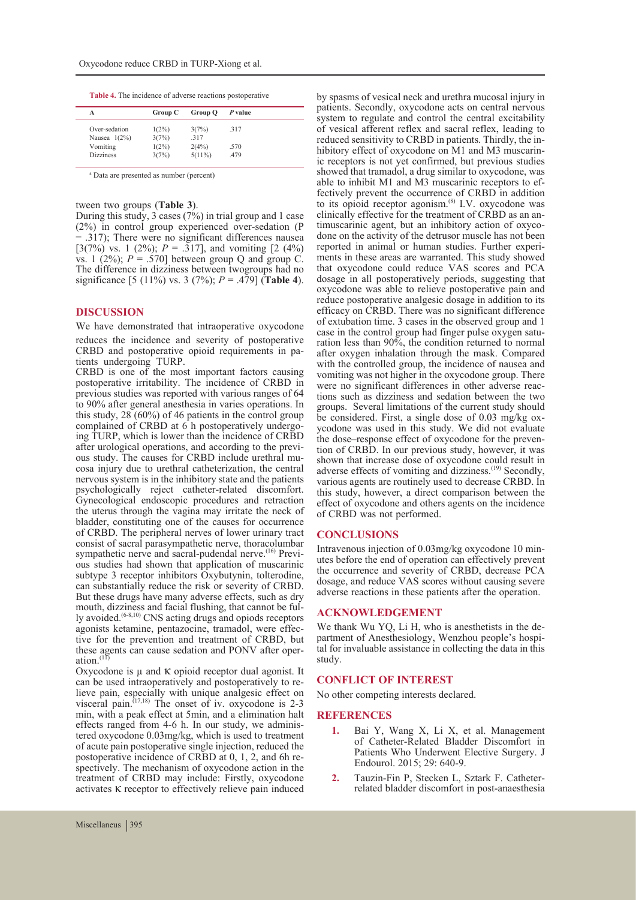**Table 4.** The incidence of adverse reactions postoperative

| A | Group C | Group Q | *P* value |
|---|---|---|---|
| Over-sedation | 1(2%) | 3(7%) | .317 |
| Nausea 1(2%) | 3(7%) | .317 | |
| Vomiting | 1(2%) | 2(4%) | .570 |
| Dizziness | 3(7%) | 5(11%) | .479 |

[a] Data are presented as number (percent)

tween two groups (**Table 3**).

During this study, 3 cases (7%) in trial group and 1 case (2%) in control group experienced over-sedation (P = .317); There were no significant differences nausea [3(7%) vs. 1 (2%); *P* = .317], and vomiting [2 (4%) vs. 1 (2%); *P* = .570] between group Q and group C. The difference in dizziness between twogroups had no significance [5 (11%) vs. 3 (7%); *P* = .479] (**Table 4**).

## DISCUSSION

We have demonstrated that intraoperative oxycodone reduces the incidence and severity of postoperative CRBD and postoperative opioid requirements in patients undergoing TURP.

CRBD is one of the most important factors causing postoperative irritability. The incidence of CRBD in previous studies was reported with various ranges of 64 to 90% after general anesthesia in varies operations. In this study, 28 (60%) of 46 patients in the control group complained of CRBD at 6 h postoperatively undergoing TURP, which is lower than the incidence of CRBD after urological operations, and according to the previous study. The causes for CRBD include urethral mucosa injury due to urethral catheterization, the central nervous system is in the inhibitory state and the patients psychologically reject catheter-related discomfort. Gynecological endoscopic procedures and retraction the uterus through the vagina may irritate the neck of bladder, constituting one of the causes for occurrence of CRBD. The peripheral nerves of lower urinary tract consist of sacral parasympathetic nerve, thoracolumbar sympathetic nerve and sacral-pudendal nerve.[16] Previous studies had shown that application of muscarinic subtype 3 receptor inhibitors Oxybutynin, tolterodine, can substantially reduce the risk or severity of CRBD. But these drugs have many adverse effects, such as dry mouth, dizziness and facial flushing, that cannot be fully avoided.[6-8,10] CNS acting drugs and opiods receptors agonists ketamine, pentazocine, tramadol, were effective for the prevention and treatment of CRBD, but these agents can cause sedation and PONV after operation.[11]

Oxycodone is μ and κ opioid receptor dual agonist. It can be used intraoperatively and postoperatively to relieve pain, especially with unique analgesic effect on visceral pain.[17,18] The onset of iv. oxycodone is 2-3 min, with a peak effect at 5min, and a elimination halt effects ranged from 4-6 h. In our study, we administered oxycodone 0.03mg/kg, which is used to treatment of acute pain postoperative single injection, reduced the postoperative incidence of CRBD at 0, 1, 2, and 6h respectively. The mechanism of oxycodone action in the treatment of CRBD may include: Firstly, oxycodone activates κ receptor to effectively relieve pain induced by spasms of vesical neck and urethra mucosal injury in patients. Secondly, oxycodone acts on central nervous system to regulate and control the central excitability of vesical afferent reflex and sacral reflex, leading to reduced sensitivity to CRBD in patients. Thirdly, the inhibitory effect of oxycodone on M1 and M3 muscarinic receptors is not yet confirmed, but previous studies showed that tramadol, a drug similar to oxycodone, was able to inhibit M1 and M3 muscarinic receptors to effectively prevent the occurrence of CRBD in addition to its opioid receptor agonism.[8] I.V. oxycodone was clinically effective for the treatment of CRBD as an antimuscarinic agent, but an inhibitory action of oxycodone on the activity of the detrusor muscle has not been reported in animal or human studies. Further experiments in these areas are warranted. This study showed that oxycodone could reduce VAS scores and PCA dosage in all postoperatively periods, suggesting that oxycodone was able to relieve postoperative pain and reduce postoperative analgesic dosage in addition to its efficacy on CRBD. There was no significant difference of extubation time. 3 cases in the observed group and 1 case in the control group had finger pulse oxygen saturation less than 90%, the condition returned to normal after oxygen inhalation through the mask. Compared with the controlled group, the incidence of nausea and vomiting was not higher in the oxycodone group. There were no significant differences in other adverse reactions such as dizziness and sedation between the two groups. Several limitations of the current study should be considered. First, a single dose of 0.03 mg/kg oxycodone was used in this study. We did not evaluate the dose–response effect of oxycodone for the prevention of CRBD. In our previous study, however, it was shown that increase dose of oxycodone could result in adverse effects of vomiting and dizziness.[19] Secondly, various agents are routinely used to decrease CRBD. In this study, however, a direct comparison between the effect of oxycodone and others agents on the incidence of CRBD was not performed.

## CONCLUSIONS

Intravenous injection of 0.03mg/kg oxycodone 10 minutes before the end of operation can effectively prevent the occurrence and severity of CRBD, decrease PCA dosage, and reduce VAS scores without causing severe adverse reactions in these patients after the operation.

## ACKNOWLEDGEMENT

We thank Wu YQ, Li H, who is anesthetists in the department of Anesthesiology, Wenzhou people's hospital for invaluable assistance in collecting the data in this study.

## CONFLICT OF INTEREST

No other competing interests declared.

## REFERENCES

1. Bai Y, Wang X, Li X, et al. Management of Catheter-Related Bladder Discomfort in Patients Who Underwent Elective Surgery. J Endourol. 2015; 29: 640-9.
2. Tauzin-Fin P, Stecken L, Sztark F. Catheter-related bladder discomfort in post-anaesthesia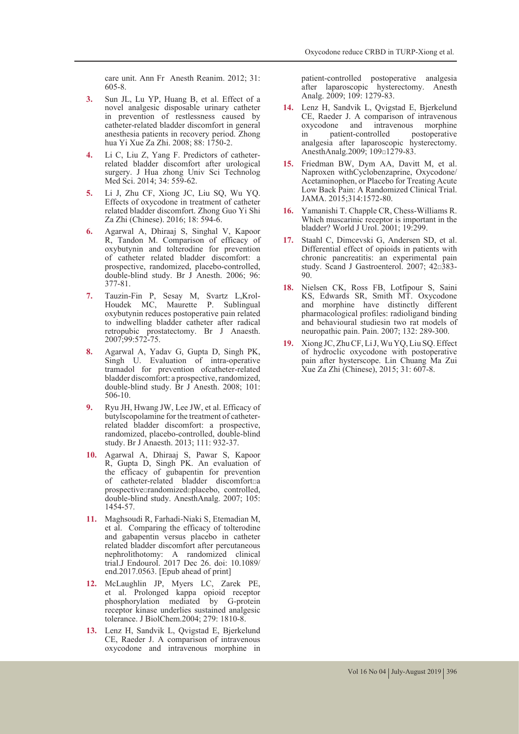care unit. Ann Fr Anesth Reanim. 2012; 31: 605-8.

3. Sun JL, Lu YP, Huang B, et al. Effect of a novel analgesic disposable urinary catheter in prevention of restlessness caused by catheter-related bladder discomfort in general anesthesia patients in recovery period. Zhong hua Yi Xue Za Zhi. 2008; 88: 1750-2.

4. Li C, Liu Z, Yang F. Predictors of catheter-related bladder discomfort after urological surgery. J Hua zhong Univ Sci Technolog Med Sci. 2014; 34: 559-62.

5. Li J, Zhu CF, Xiong JC, Liu SQ, Wu YQ. Effects of oxycodone in treatment of catheter related bladder discomfort. Zhong Guo Yi Shi Za Zhi (Chinese). 2016; 18: 594-6.

6. Agarwal A, Dhiraaj S, Singhal V, Kapoor R, Tandon M. Comparison of efficacy of oxybutynin and tolterodine for prevention of catheter related bladder discomfort: a prospective, randomized, placebo-controlled, double-blind study. Br J Anesth. 2006; 96: 377-81.

7. Tauzin-Fin P, Sesay M, Svartz L,Krol-Houdek MC, Maurette P. Sublingual oxybutynin reduces postoperative pain related to indwelling bladder catheter after radical retropubic prostatectomy. Br J Anaesth. 2007;99:572-75.

8. Agarwal A, Yadav G, Gupta D, Singh PK, Singh U. Evaluation of intra-operative tramadol for prevention ofcatheter-related bladder discomfort: a prospective, randomized, double-blind study. Br J Anesth. 2008; 101: 506-10.

9. Ryu JH, Hwang JW, Lee JW, et al. Efficacy of butylscopolamine for the treatment of catheter-related bladder discomfort: a prospective, randomized, placebo-controlled, double-blind study. Br J Anaesth. 2013; 111: 932-37.

10. Agarwal A, Dhiraaj S, Pawar S, Kapoor R, Gupta D, Singh PK. An evaluation of the efficacy of gubapentin for prevention of catheter-related bladder discomfort□a prospective□randomized□placebo, controlled, double-blind study. AnesthAnalg. 2007; 105: 1454-57.

11. Maghsoudi R, Farhadi-Niaki S, Etemadian M, et al. Comparing the efficacy of tolterodine and gabapentin versus placebo in catheter related bladder discomfort after percutaneous nephrolithotomy: A randomized clinical trial.J Endourol. 2017 Dec 26. doi: 10.1089/end.2017.0563. [Epub ahead of print]

12. McLaughlin JP, Myers LC, Zarek PE, et al. Prolonged kappa opioid receptor phosphorylation mediated by G-protein receptor kinase underlies sustained analgesic tolerance. J BiolChem.2004; 279: 1810-8.

13. Lenz H, Sandvik L, Qvigstad E, Bjerkelund CE, Raeder J. A comparison of intravenous oxycodone and intravenous morphine in patient-controlled postoperative analgesia after laparoscopic hysterectomy. Anesth Analg. 2009; 109: 1279-83.

14. Lenz H, Sandvik L, Qvigstad E, Bjerkelund CE, Raeder J. A comparison of intravenous oxycodone and intravenous morphine in patient-controlled postoperative analgesia after laparoscopic hysterectomy. AnesthAnalg.2009; 109□1279-83.

15. Friedman BW, Dym AA, Davitt M, et al. Naproxen withCyclobenzaprine, Oxycodone/Acetaminophen, or Placebo for Treating Acute Low Back Pain: A Randomized Clinical Trial. JAMA. 2015;314:1572-80.

16. Yamanishi T. Chapple CR, Chess-Williams R. Which muscarinic receptor is important in the bladder? World J Urol. 2001; 19:299.

17. Staahl C, Dimcevski G, Andersen SD, et al. Differential effect of opioids in patients with chronic pancreatitis: an experimental pain study. Scand J Gastroenterol. 2007; 42□383-90.

18. Nielsen CK, Ross FB, Lotfipour S, Saini KS, Edwards SR, Smith MT. Oxycodone and morphine have distinctly different pharmacological profiles: radioligand binding and behavioural studiesin two rat models of neuropathic pain. Pain. 2007; 132: 289-300.

19. Xiong JC, Zhu CF, Li J, Wu YQ, Liu SQ. Effect of hydroclic oxycodone with postoperative pain after hysterscope. Lin Chuang Ma Zui Xue Za Zhi (Chinese), 2015; 31: 607-8.